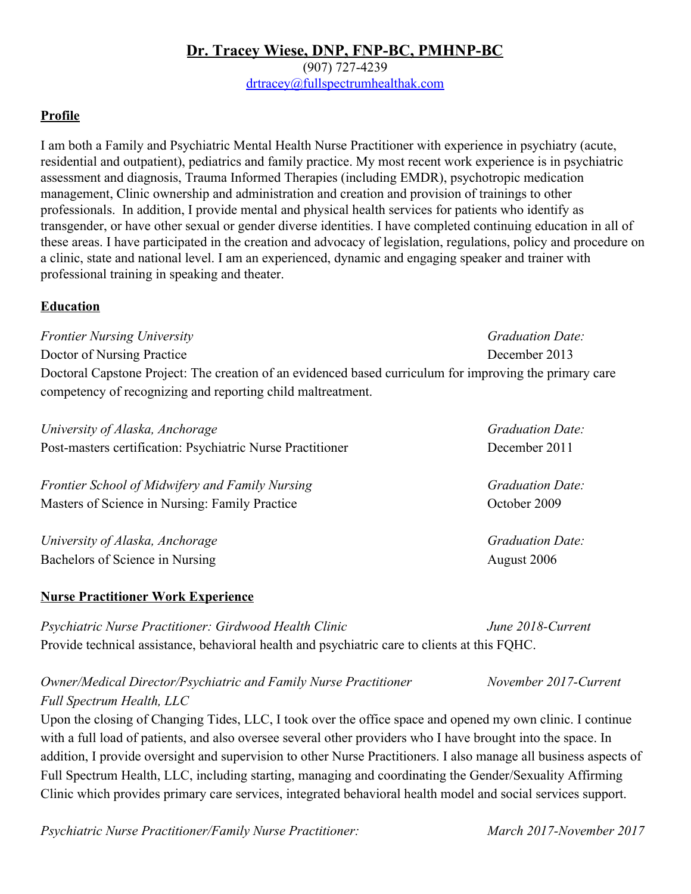# Dr. Tracey Wiese, DNP, FNP-BC, PMHNP-BC

(907) 727-4239
drtracey@fullspectrumhealthak.com

## Profile

I am both a Family and Psychiatric Mental Health Nurse Practitioner with experience in psychiatry (acute, residential and outpatient), pediatrics and family practice. My most recent work experience is in psychiatric assessment and diagnosis, Trauma Informed Therapies (including EMDR), psychotropic medication management, Clinic ownership and administration and creation and provision of trainings to other professionals. In addition, I provide mental and physical health services for patients who identify as transgender, or have other sexual or gender diverse identities. I have completed continuing education in all of these areas. I have participated in the creation and advocacy of legislation, regulations, policy and procedure on a clinic, state and national level. I am an experienced, dynamic and engaging speaker and trainer with professional training in speaking and theater.

## Education

*Frontier Nursing University* — *Graduation Date:*
Doctor of Nursing Practice — December 2013
Doctoral Capstone Project: The creation of an evidenced based curriculum for improving the primary care competency of recognizing and reporting child maltreatment.

*University of Alaska, Anchorage* — *Graduation Date:*
Post-masters certification: Psychiatric Nurse Practitioner — December 2011

*Frontier School of Midwifery and Family Nursing* — *Graduation Date:*
Masters of Science in Nursing: Family Practice — October 2009

*University of Alaska, Anchorage* — *Graduation Date:*
Bachelors of Science in Nursing — August 2006

## Nurse Practitioner Work Experience

*Psychiatric Nurse Practitioner: Girdwood Health Clinic* — *June 2018-Current*
Provide technical assistance, behavioral health and psychiatric care to clients at this FQHC.

*Owner/Medical Director/Psychiatric and Family Nurse Practitioner* — *November 2017-Current*
*Full Spectrum Health, LLC*
Upon the closing of Changing Tides, LLC, I took over the office space and opened my own clinic. I continue with a full load of patients, and also oversee several other providers who I have brought into the space. In addition, I provide oversight and supervision to other Nurse Practitioners. I also manage all business aspects of Full Spectrum Health, LLC, including starting, managing and coordinating the Gender/Sexuality Affirming Clinic which provides primary care services, integrated behavioral health model and social services support.

*Psychiatric Nurse Practitioner/Family Nurse Practitioner:* — *March 2017-November 2017*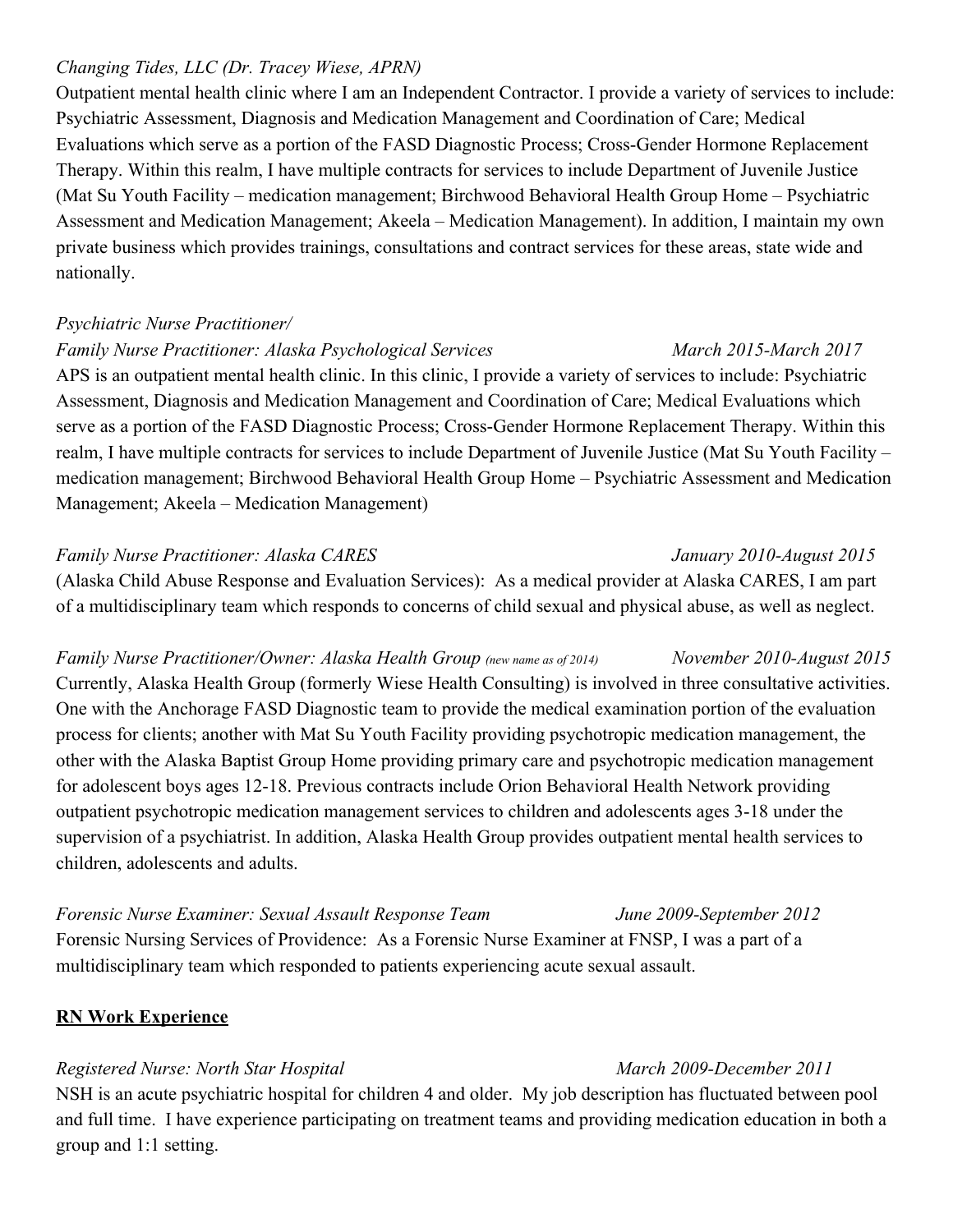*Changing Tides, LLC (Dr. Tracey Wiese, APRN)*

Outpatient mental health clinic where I am an Independent Contractor. I provide a variety of services to include: Psychiatric Assessment, Diagnosis and Medication Management and Coordination of Care; Medical Evaluations which serve as a portion of the FASD Diagnostic Process; Cross-Gender Hormone Replacement Therapy. Within this realm, I have multiple contracts for services to include Department of Juvenile Justice (Mat Su Youth Facility – medication management; Birchwood Behavioral Health Group Home – Psychiatric Assessment and Medication Management; Akeela – Medication Management). In addition, I maintain my own private business which provides trainings, consultations and contract services for these areas, state wide and nationally.

*Psychiatric Nurse Practitioner/*
*Family Nurse Practitioner: Alaska Psychological Services* *March 2015-March 2017*

APS is an outpatient mental health clinic. In this clinic, I provide a variety of services to include: Psychiatric Assessment, Diagnosis and Medication Management and Coordination of Care; Medical Evaluations which serve as a portion of the FASD Diagnostic Process; Cross-Gender Hormone Replacement Therapy. Within this realm, I have multiple contracts for services to include Department of Juvenile Justice (Mat Su Youth Facility – medication management; Birchwood Behavioral Health Group Home – Psychiatric Assessment and Medication Management; Akeela – Medication Management)

*Family Nurse Practitioner: Alaska CARES* *January 2010-August 2015*

(Alaska Child Abuse Response and Evaluation Services): As a medical provider at Alaska CARES, I am part of a multidisciplinary team which responds to concerns of child sexual and physical abuse, as well as neglect.

*Family Nurse Practitioner/Owner: Alaska Health Group (new name as of 2014)* *November 2010-August 2015*

Currently, Alaska Health Group (formerly Wiese Health Consulting) is involved in three consultative activities. One with the Anchorage FASD Diagnostic team to provide the medical examination portion of the evaluation process for clients; another with Mat Su Youth Facility providing psychotropic medication management, the other with the Alaska Baptist Group Home providing primary care and psychotropic medication management for adolescent boys ages 12-18. Previous contracts include Orion Behavioral Health Network providing outpatient psychotropic medication management services to children and adolescents ages 3-18 under the supervision of a psychiatrist. In addition, Alaska Health Group provides outpatient mental health services to children, adolescents and adults.

*Forensic Nurse Examiner: Sexual Assault Response Team* *June 2009-September 2012*

Forensic Nursing Services of Providence: As a Forensic Nurse Examiner at FNSP, I was a part of a multidisciplinary team which responded to patients experiencing acute sexual assault.

**RN Work Experience**

*Registered Nurse: North Star Hospital* *March 2009-December 2011*

NSH is an acute psychiatric hospital for children 4 and older. My job description has fluctuated between pool and full time. I have experience participating on treatment teams and providing medication education in both a group and 1:1 setting.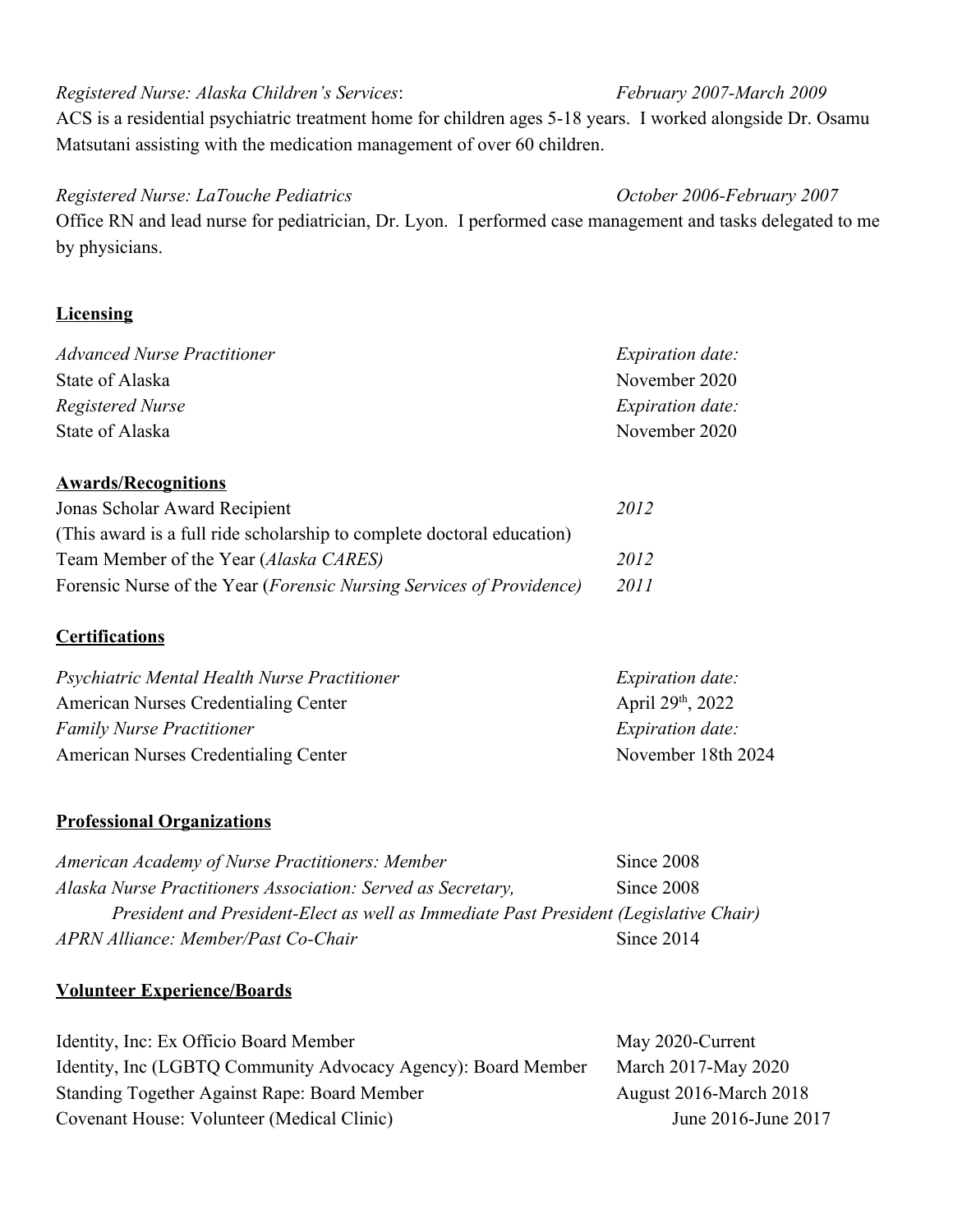*Registered Nurse: Alaska Children's Services*: *February 2007-March 2009*

ACS is a residential psychiatric treatment home for children ages 5-18 years. I worked alongside Dr. Osamu Matsutani assisting with the medication management of over 60 children.

*Registered Nurse: LaTouche Pediatrics* *October 2006-February 2007*

Office RN and lead nurse for pediatrician, Dr. Lyon. I performed case management and tasks delegated to me by physicians.

## Licensing

| | |
|---|---|
| *Advanced Nurse Practitioner* | *Expiration date:* |
| State of Alaska | November 2020 |
| *Registered Nurse* | *Expiration date:* |
| State of Alaska | November 2020 |

## Awards/Recognitions

| | |
|---|---|
| Jonas Scholar Award Recipient | *2012* |
| (This award is a full ride scholarship to complete doctoral education) | |
| Team Member of the Year (*Alaska CARES)* | *2012* |
| Forensic Nurse of the Year (*Forensic Nursing Services of Providence)* | *2011* |

## Certifications

| | |
|---|---|
| *Psychiatric Mental Health Nurse Practitioner* | *Expiration date:* |
| American Nurses Credentialing Center | April 29th, 2022 |
| *Family Nurse Practitioner* | *Expiration date:* |
| American Nurses Credentialing Center | November 18th 2024 |

## Professional Organizations

| | |
|---|---|
| *American Academy of Nurse Practitioners: Member* | Since 2008 |
| *Alaska Nurse Practitioners Association: Served as Secretary, President and President-Elect as well as Immediate Past President (Legislative Chair)* | Since 2008 |
| *APRN Alliance: Member/Past Co-Chair* | Since 2014 |

## Volunteer Experience/Boards

| | |
|---|---|
| Identity, Inc: Ex Officio Board Member | May 2020-Current |
| Identity, Inc (LGBTQ Community Advocacy Agency): Board Member | March 2017-May 2020 |
| Standing Together Against Rape: Board Member | August 2016-March 2018 |
| Covenant House: Volunteer (Medical Clinic) | June 2016-June 2017 |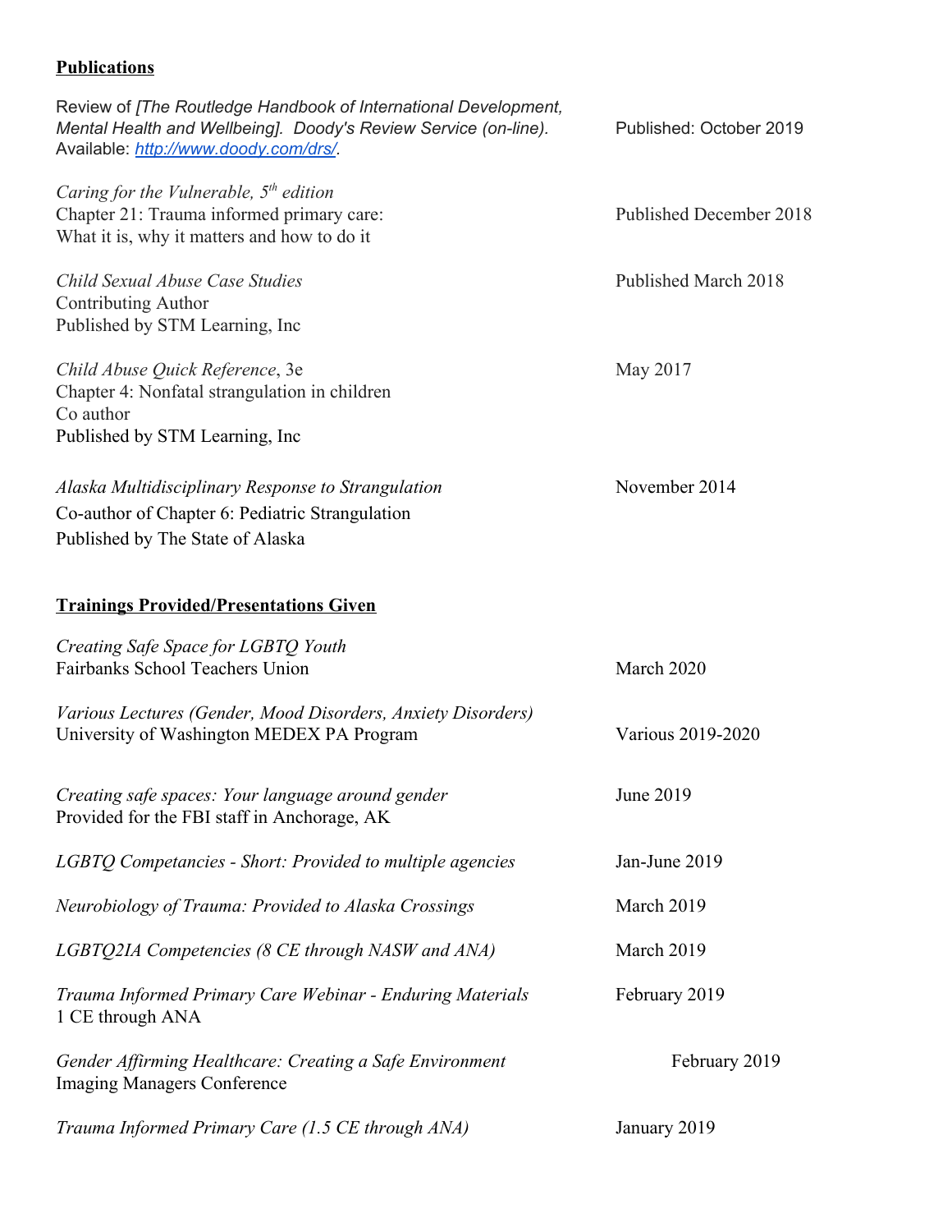**Publications**

Review of *[The Routledge Handbook of International Development, Mental Health and Wellbeing]. Doody's Review Service (on-line).* Available: *http://www.doody.com/drs/.* — Published: October 2019

*Caring for the Vulnerable, 5th edition*
Chapter 21: Trauma informed primary care: What it is, why it matters and how to do it — Published December 2018

*Child Sexual Abuse Case Studies*
Contributing Author
Published by STM Learning, Inc — Published March 2018

*Child Abuse Quick Reference*, 3e
Chapter 4: Nonfatal strangulation in children
Co author
Published by STM Learning, Inc — May 2017

*Alaska Multidisciplinary Response to Strangulation*
Co-author of Chapter 6: Pediatric Strangulation
Published by The State of Alaska — November 2014

**Trainings Provided/Presentations Given**

*Creating Safe Space for LGBTQ Youth*
Fairbanks School Teachers Union — March 2020

*Various Lectures (Gender, Mood Disorders, Anxiety Disorders)*
University of Washington MEDEX PA Program — Various 2019-2020

*Creating safe spaces: Your language around gender*
Provided for the FBI staff in Anchorage, AK — June 2019

*LGBTQ Competancies - Short: Provided to multiple agencies* — Jan-June 2019

*Neurobiology of Trauma: Provided to Alaska Crossings* — March 2019

*LGBTQ2IA Competencies (8 CE through NASW and ANA)* — March 2019

*Trauma Informed Primary Care Webinar - Enduring Materials*
1 CE through ANA — February 2019

*Gender Affirming Healthcare: Creating a Safe Environment*
Imaging Managers Conference — February 2019

*Trauma Informed Primary Care (1.5 CE through ANA)* — January 2019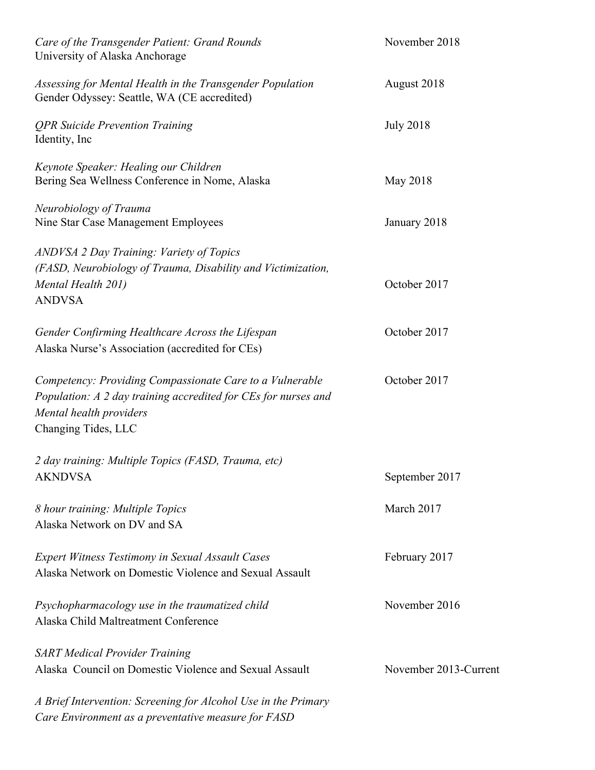*Care of the Transgender Patient: Grand Rounds* — November 2018
University of Alaska Anchorage

*Assessing for Mental Health in the Transgender Population* — August 2018
Gender Odyssey: Seattle, WA (CE accredited)

*QPR Suicide Prevention Training* — July 2018
Identity, Inc

*Keynote Speaker: Healing our Children*
Bering Sea Wellness Conference in Nome, Alaska — May 2018

*Neurobiology of Trauma*
Nine Star Case Management Employees — January 2018

*ANDVSA 2 Day Training: Variety of Topics (FASD, Neurobiology of Trauma, Disability and Victimization, Mental Health 201)* — October 2017
ANDVSA

*Gender Confirming Healthcare Across the Lifespan* — October 2017
Alaska Nurse's Association (accredited for CEs)

*Competency: Providing Compassionate Care to a Vulnerable Population: A 2 day training accredited for CEs for nurses and Mental health providers* — October 2017
Changing Tides, LLC

*2 day training: Multiple Topics (FASD, Trauma, etc)*
AKNDVSA — September 2017

*8 hour training: Multiple Topics* — March 2017
Alaska Network on DV and SA

*Expert Witness Testimony in Sexual Assault Cases* — February 2017
Alaska Network on Domestic Violence and Sexual Assault

*Psychopharmacology use in the traumatized child* — November 2016
Alaska Child Maltreatment Conference

*SART Medical Provider Training*
Alaska Council on Domestic Violence and Sexual Assault — November 2013-Current

*A Brief Intervention: Screening for Alcohol Use in the Primary Care Environment as a preventative measure for FASD*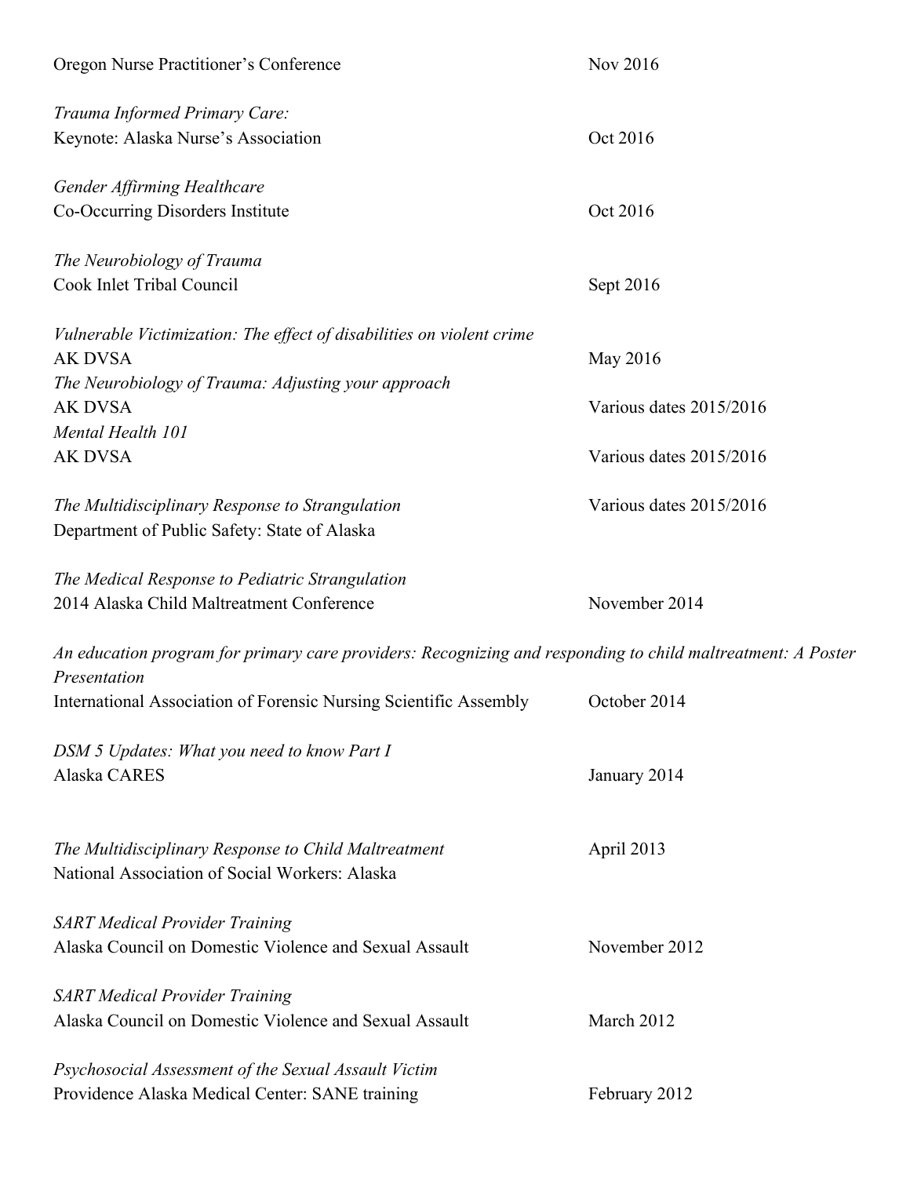Oregon Nurse Practitioner's Conference — Nov 2016

*Trauma Informed Primary Care:*
Keynote: Alaska Nurse's Association — Oct 2016

*Gender Affirming Healthcare*
Co-Occurring Disorders Institute — Oct 2016

*The Neurobiology of Trauma*
Cook Inlet Tribal Council — Sept 2016

*Vulnerable Victimization: The effect of disabilities on violent crime*
AK DVSA — May 2016

*The Neurobiology of Trauma: Adjusting your approach*
AK DVSA — Various dates 2015/2016

*Mental Health 101*
AK DVSA — Various dates 2015/2016

*The Multidisciplinary Response to Strangulation* — Various dates 2015/2016
Department of Public Safety: State of Alaska

*The Medical Response to Pediatric Strangulation*
2014 Alaska Child Maltreatment Conference — November 2014

*An education program for primary care providers: Recognizing and responding to child maltreatment: A Poster Presentation*
International Association of Forensic Nursing Scientific Assembly — October 2014

*DSM 5 Updates: What you need to know Part I*
Alaska CARES — January 2014

*The Multidisciplinary Response to Child Maltreatment* — April 2013
National Association of Social Workers: Alaska

*SART Medical Provider Training*
Alaska Council on Domestic Violence and Sexual Assault — November 2012

*SART Medical Provider Training*
Alaska Council on Domestic Violence and Sexual Assault — March 2012

*Psychosocial Assessment of the Sexual Assault Victim*
Providence Alaska Medical Center: SANE training — February 2012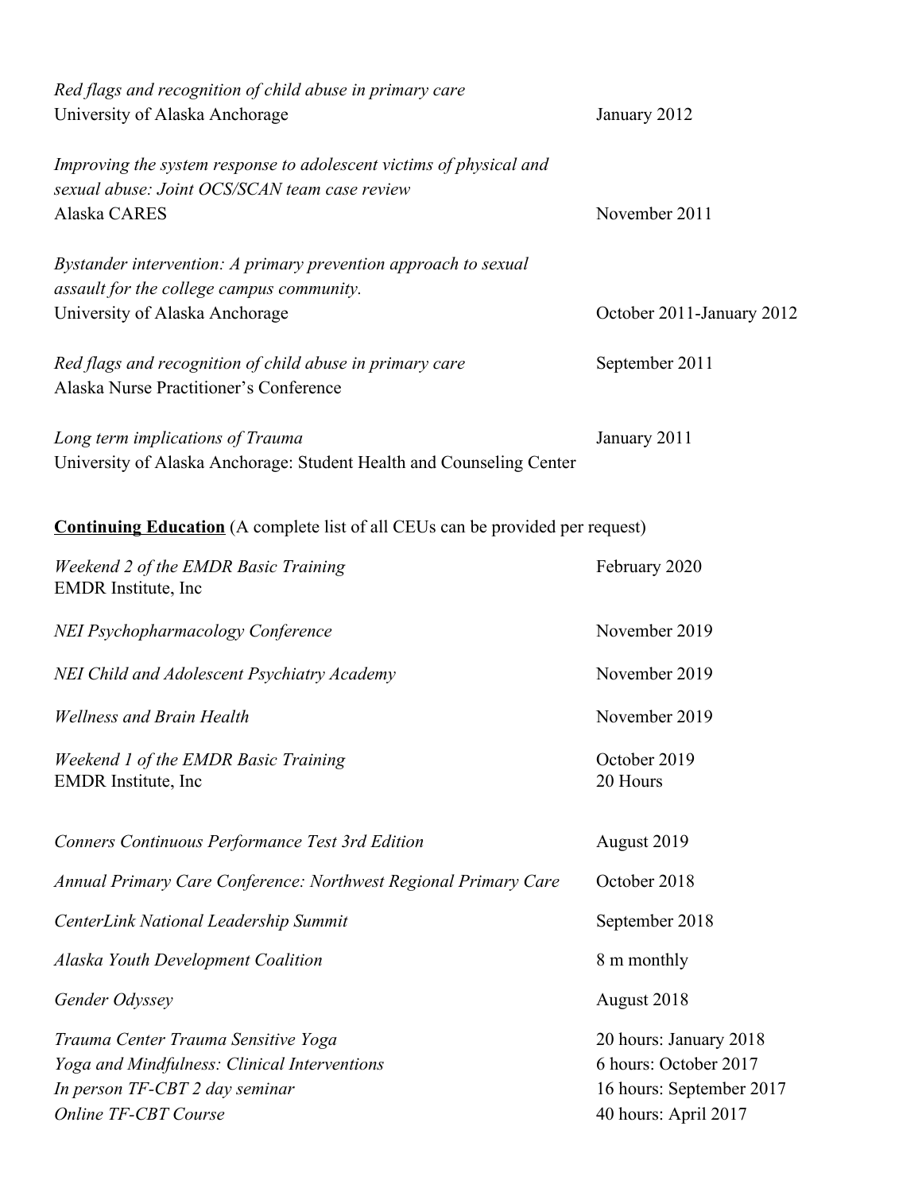*Red flags and recognition of child abuse in primary care*
University of Alaska Anchorage — January 2012

*Improving the system response to adolescent victims of physical and sexual abuse: Joint OCS/SCAN team case review*
Alaska CARES — November 2011

*Bystander intervention: A primary prevention approach to sexual assault for the college campus community.*
University of Alaska Anchorage — October 2011-January 2012

*Red flags and recognition of child abuse in primary care* — September 2011
Alaska Nurse Practitioner's Conference

*Long term implications of Trauma* — January 2011
University of Alaska Anchorage: Student Health and Counseling Center

**Continuing Education** (A complete list of all CEUs can be provided per request)

*Weekend 2 of the EMDR Basic Training* — February 2020
EMDR Institute, Inc

*NEI Psychopharmacology Conference* — November 2019

*NEI Child and Adolescent Psychiatry Academy* — November 2019

*Wellness and Brain Health* — November 2019

*Weekend 1 of the EMDR Basic Training* — October 2019
EMDR Institute, Inc — 20 Hours

*Conners Continuous Performance Test 3rd Edition* — August 2019

*Annual Primary Care Conference: Northwest Regional Primary Care* — October 2018

*CenterLink National Leadership Summit* — September 2018

*Alaska Youth Development Coalition* — 8 m monthly

*Gender Odyssey* — August 2018

*Trauma Center Trauma Sensitive Yoga* — 20 hours: January 2018
*Yoga and Mindfulness: Clinical Interventions* — 6 hours: October 2017
*In person TF-CBT 2 day seminar* — 16 hours: September 2017
*Online TF-CBT Course* — 40 hours: April 2017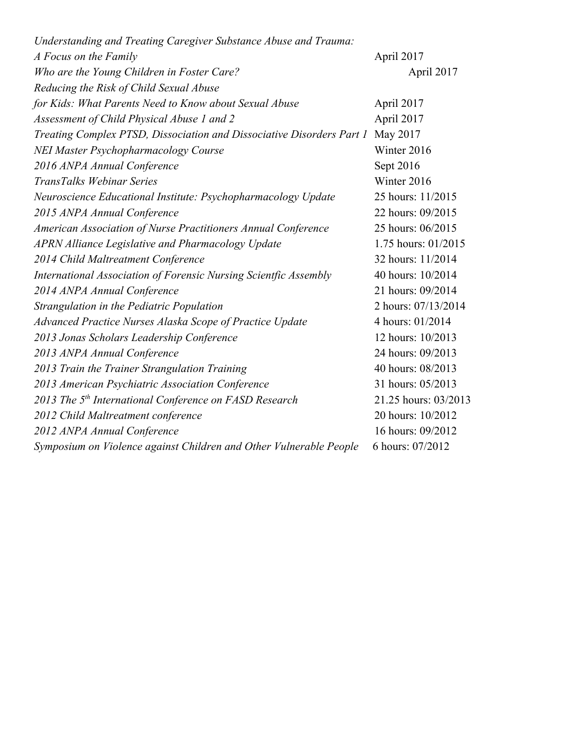| | |
|---|---|
| *Understanding and Treating Caregiver Substance Abuse and Trauma: A Focus on the Family* | April 2017 |
| *Who are the Young Children in Foster Care?* | April 2017 |
| *Reducing the Risk of Child Sexual Abuse for Kids: What Parents Need to Know about Sexual Abuse* | April 2017 |
| *Assessment of Child Physical Abuse 1 and 2* | April 2017 |
| *Treating Complex PTSD, Dissociation and Dissociative Disorders Part 1* | May 2017 |
| *NEI Master Psychopharmacology Course* | Winter 2016 |
| *2016 ANPA Annual Conference* | Sept 2016 |
| *TransTalks Webinar Series* | Winter 2016 |
| *Neuroscience Educational Institute: Psychopharmacology Update* | 25 hours: 11/2015 |
| *2015 ANPA Annual Conference* | 22 hours: 09/2015 |
| *American Association of Nurse Practitioners Annual Conference* | 25 hours: 06/2015 |
| *APRN Alliance Legislative and Pharmacology Update* | 1.75 hours: 01/2015 |
| *2014 Child Maltreatment Conference* | 32 hours: 11/2014 |
| *International Association of Forensic Nursing Scientfic Assembly* | 40 hours: 10/2014 |
| *2014 ANPA Annual Conference* | 21 hours: 09/2014 |
| *Strangulation in the Pediatric Population* | 2 hours: 07/13/2014 |
| *Advanced Practice Nurses Alaska Scope of Practice Update* | 4 hours: 01/2014 |
| *2013 Jonas Scholars Leadership Conference* | 12 hours: 10/2013 |
| *2013 ANPA Annual Conference* | 24 hours: 09/2013 |
| *2013 Train the Trainer Strangulation Training* | 40 hours: 08/2013 |
| *2013 American Psychiatric Association Conference* | 31 hours: 05/2013 |
| *2013 The 5th International Conference on FASD Research* | 21.25 hours: 03/2013 |
| *2012 Child Maltreatment conference* | 20 hours: 10/2012 |
| *2012 ANPA Annual Conference* | 16 hours: 09/2012 |
| *Symposium on Violence against Children and Other Vulnerable People* | 6 hours: 07/2012 |